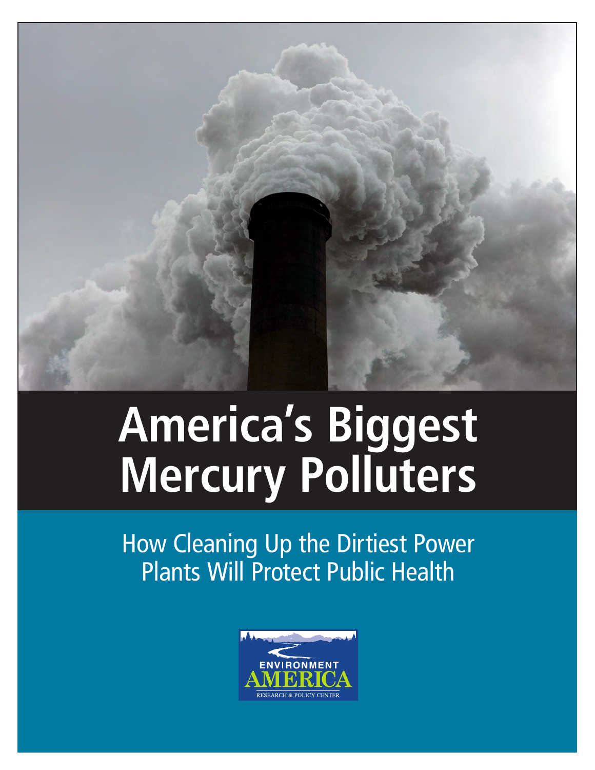# America's Biggest Mercury Polluters

## How Cleaning Up the Dirtiest Power Plants Will Protect Public Health

ENVIRONMENT AMERICA

RESEARCH & POLICY CENTER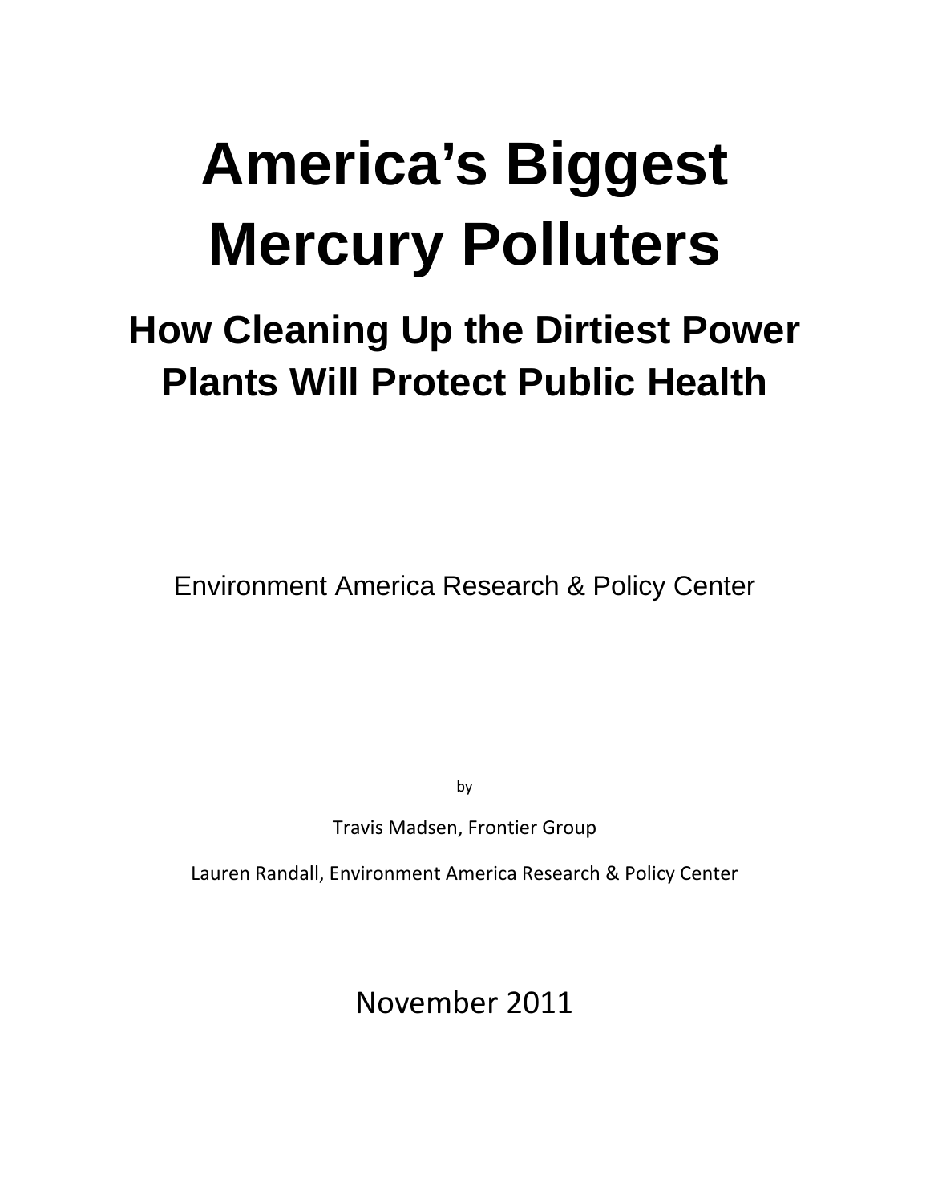# America's Biggest Mercury Polluters

## How Cleaning Up the Dirtiest Power Plants Will Protect Public Health

Environment America Research & Policy Center

by

Travis Madsen, Frontier Group

Lauren Randall, Environment America Research & Policy Center

November 2011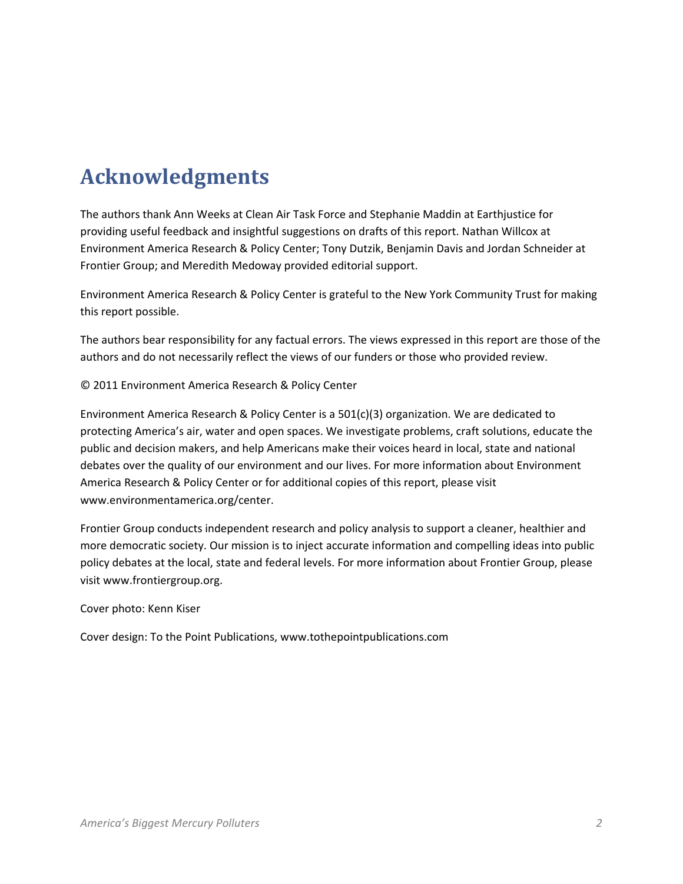# Acknowledgments

The authors thank Ann Weeks at Clean Air Task Force and Stephanie Maddin at Earthjustice for providing useful feedback and insightful suggestions on drafts of this report. Nathan Willcox at Environment America Research & Policy Center; Tony Dutzik, Benjamin Davis and Jordan Schneider at Frontier Group; and Meredith Medoway provided editorial support.

Environment America Research & Policy Center is grateful to the New York Community Trust for making this report possible.

The authors bear responsibility for any factual errors. The views expressed in this report are those of the authors and do not necessarily reflect the views of our funders or those who provided review.

© 2011 Environment America Research & Policy Center

Environment America Research & Policy Center is a 501(c)(3) organization. We are dedicated to protecting America's air, water and open spaces. We investigate problems, craft solutions, educate the public and decision makers, and help Americans make their voices heard in local, state and national debates over the quality of our environment and our lives. For more information about Environment America Research & Policy Center or for additional copies of this report, please visit www.environmentamerica.org/center.

Frontier Group conducts independent research and policy analysis to support a cleaner, healthier and more democratic society. Our mission is to inject accurate information and compelling ideas into public policy debates at the local, state and federal levels. For more information about Frontier Group, please visit www.frontiergroup.org.

Cover photo: Kenn Kiser

Cover design: To the Point Publications, www.tothepointpublications.com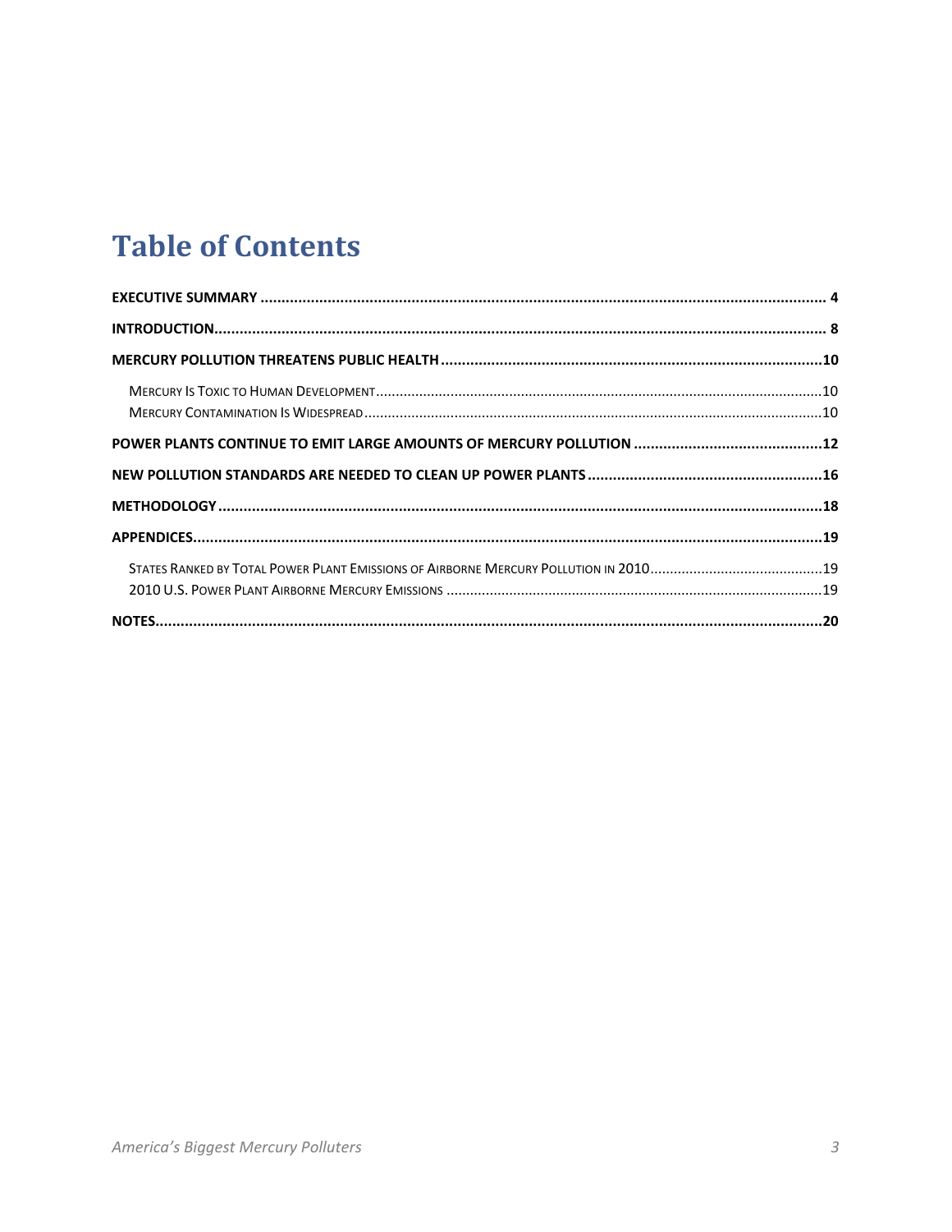# Table of Contents

**EXECUTIVE SUMMARY** ..... 4

**INTRODUCTION** ..... 8

**MERCURY POLLUTION THREATENS PUBLIC HEALTH** ..... 10

- Mercury Is Toxic to Human Development ..... 10
- Mercury Contamination Is Widespread ..... 10

**POWER PLANTS CONTINUE TO EMIT LARGE AMOUNTS OF MERCURY POLLUTION** ..... 12

**NEW POLLUTION STANDARDS ARE NEEDED TO CLEAN UP POWER PLANTS** ..... 16

**METHODOLOGY** ..... 18

**APPENDICES** ..... 19

- States Ranked by Total Power Plant Emissions of Airborne Mercury Pollution in 2010 ..... 19
- 2010 U.S. Power Plant Airborne Mercury Emissions ..... 19

**NOTES** ..... 20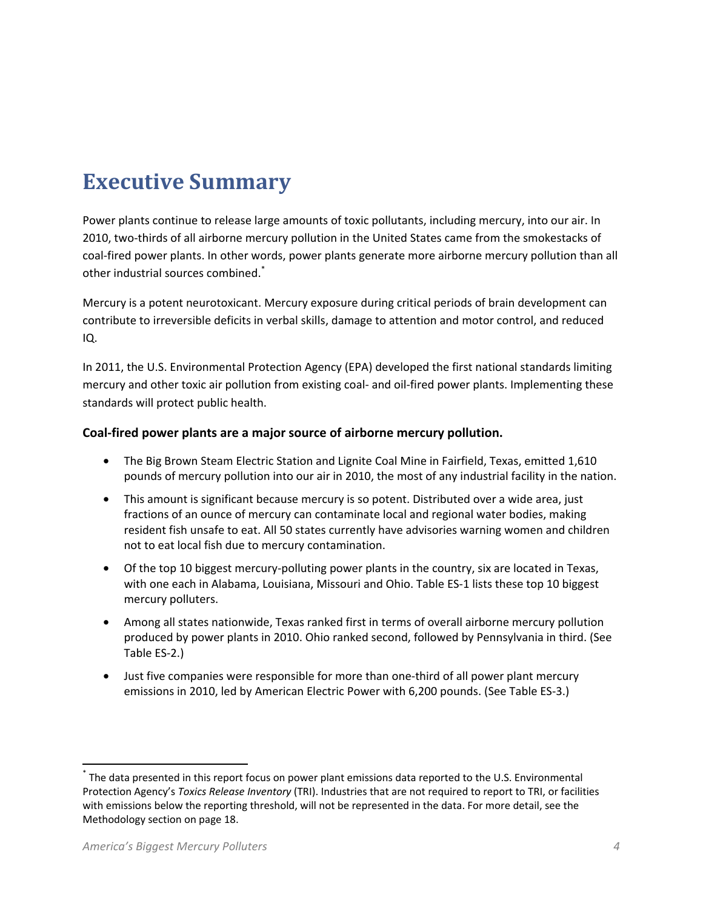# Executive Summary

Power plants continue to release large amounts of toxic pollutants, including mercury, into our air. In 2010, two-thirds of all airborne mercury pollution in the United States came from the smokestacks of coal-fired power plants. In other words, power plants generate more airborne mercury pollution than all other industrial sources combined.*

Mercury is a potent neurotoxicant. Mercury exposure during critical periods of brain development can contribute to irreversible deficits in verbal skills, damage to attention and motor control, and reduced IQ.

In 2011, the U.S. Environmental Protection Agency (EPA) developed the first national standards limiting mercury and other toxic air pollution from existing coal- and oil-fired power plants. Implementing these standards will protect public health.

**Coal-fired power plants are a major source of airborne mercury pollution.**

- The Big Brown Steam Electric Station and Lignite Coal Mine in Fairfield, Texas, emitted 1,610 pounds of mercury pollution into our air in 2010, the most of any industrial facility in the nation.
- This amount is significant because mercury is so potent. Distributed over a wide area, just fractions of an ounce of mercury can contaminate local and regional water bodies, making resident fish unsafe to eat. All 50 states currently have advisories warning women and children not to eat local fish due to mercury contamination.
- Of the top 10 biggest mercury-polluting power plants in the country, six are located in Texas, with one each in Alabama, Louisiana, Missouri and Ohio. Table ES-1 lists these top 10 biggest mercury polluters.
- Among all states nationwide, Texas ranked first in terms of overall airborne mercury pollution produced by power plants in 2010. Ohio ranked second, followed by Pennsylvania in third. (See Table ES-2.)
- Just five companies were responsible for more than one-third of all power plant mercury emissions in 2010, led by American Electric Power with 6,200 pounds. (See Table ES-3.)

---

* The data presented in this report focus on power plant emissions data reported to the U.S. Environmental Protection Agency's *Toxics Release Inventory* (TRI). Industries that are not required to report to TRI, or facilities with emissions below the reporting threshold, will not be represented in the data. For more detail, see the Methodology section on page 18.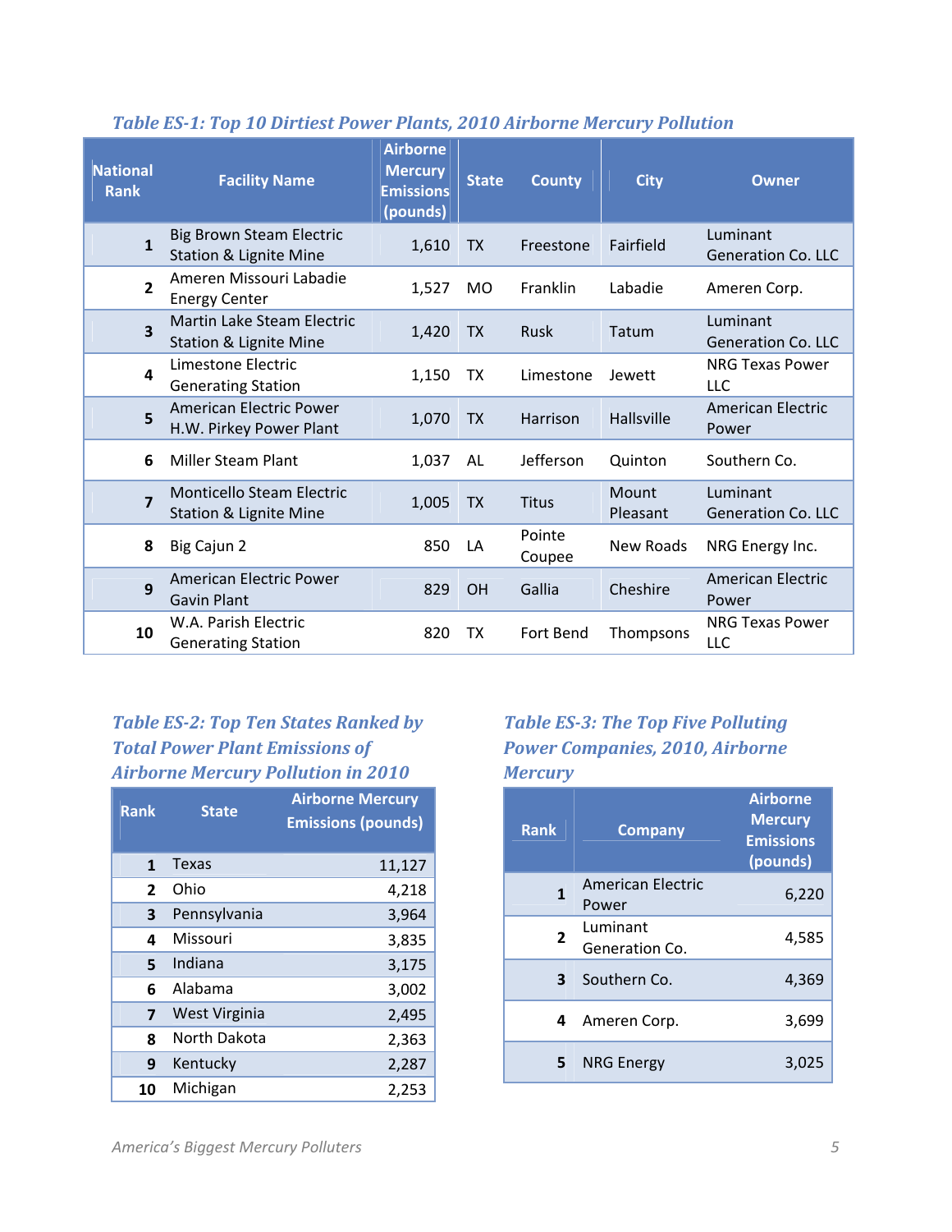*Table ES-1: Top 10 Dirtiest Power Plants, 2010 Airborne Mercury Pollution*

| National Rank | Facility Name | Airborne Mercury Emissions (pounds) | State | County | City | Owner |
|---|---|---|---|---|---|---|
| 1 | Big Brown Steam Electric Station & Lignite Mine | 1,610 | TX | Freestone | Fairfield | Luminant Generation Co. LLC |
| 2 | Ameren Missouri Labadie Energy Center | 1,527 | MO | Franklin | Labadie | Ameren Corp. |
| 3 | Martin Lake Steam Electric Station & Lignite Mine | 1,420 | TX | Rusk | Tatum | Luminant Generation Co. LLC |
| 4 | Limestone Electric Generating Station | 1,150 | TX | Limestone | Jewett | NRG Texas Power LLC |
| 5 | American Electric Power H.W. Pirkey Power Plant | 1,070 | TX | Harrison | Hallsville | American Electric Power |
| 6 | Miller Steam Plant | 1,037 | AL | Jefferson | Quinton | Southern Co. |
| 7 | Monticello Steam Electric Station & Lignite Mine | 1,005 | TX | Titus | Mount Pleasant | Luminant Generation Co. LLC |
| 8 | Big Cajun 2 | 850 | LA | Pointe Coupee | New Roads | NRG Energy Inc. |
| 9 | American Electric Power Gavin Plant | 829 | OH | Gallia | Cheshire | American Electric Power |
| 10 | W.A. Parish Electric Generating Station | 820 | TX | Fort Bend | Thompsons | NRG Texas Power LLC |

*Table ES-2: Top Ten States Ranked by Total Power Plant Emissions of Airborne Mercury Pollution in 2010*

| Rank | State | Airborne Mercury Emissions (pounds) |
|---|---|---|
| 1 | Texas | 11,127 |
| 2 | Ohio | 4,218 |
| 3 | Pennsylvania | 3,964 |
| 4 | Missouri | 3,835 |
| 5 | Indiana | 3,175 |
| 6 | Alabama | 3,002 |
| 7 | West Virginia | 2,495 |
| 8 | North Dakota | 2,363 |
| 9 | Kentucky | 2,287 |
| 10 | Michigan | 2,253 |

*Table ES-3: The Top Five Polluting Power Companies, 2010, Airborne Mercury*

| Rank | Company | Airborne Mercury Emissions (pounds) |
|---|---|---|
| 1 | American Electric Power | 6,220 |
| 2 | Luminant Generation Co. | 4,585 |
| 3 | Southern Co. | 4,369 |
| 4 | Ameren Corp. | 3,699 |
| 5 | NRG Energy | 3,025 |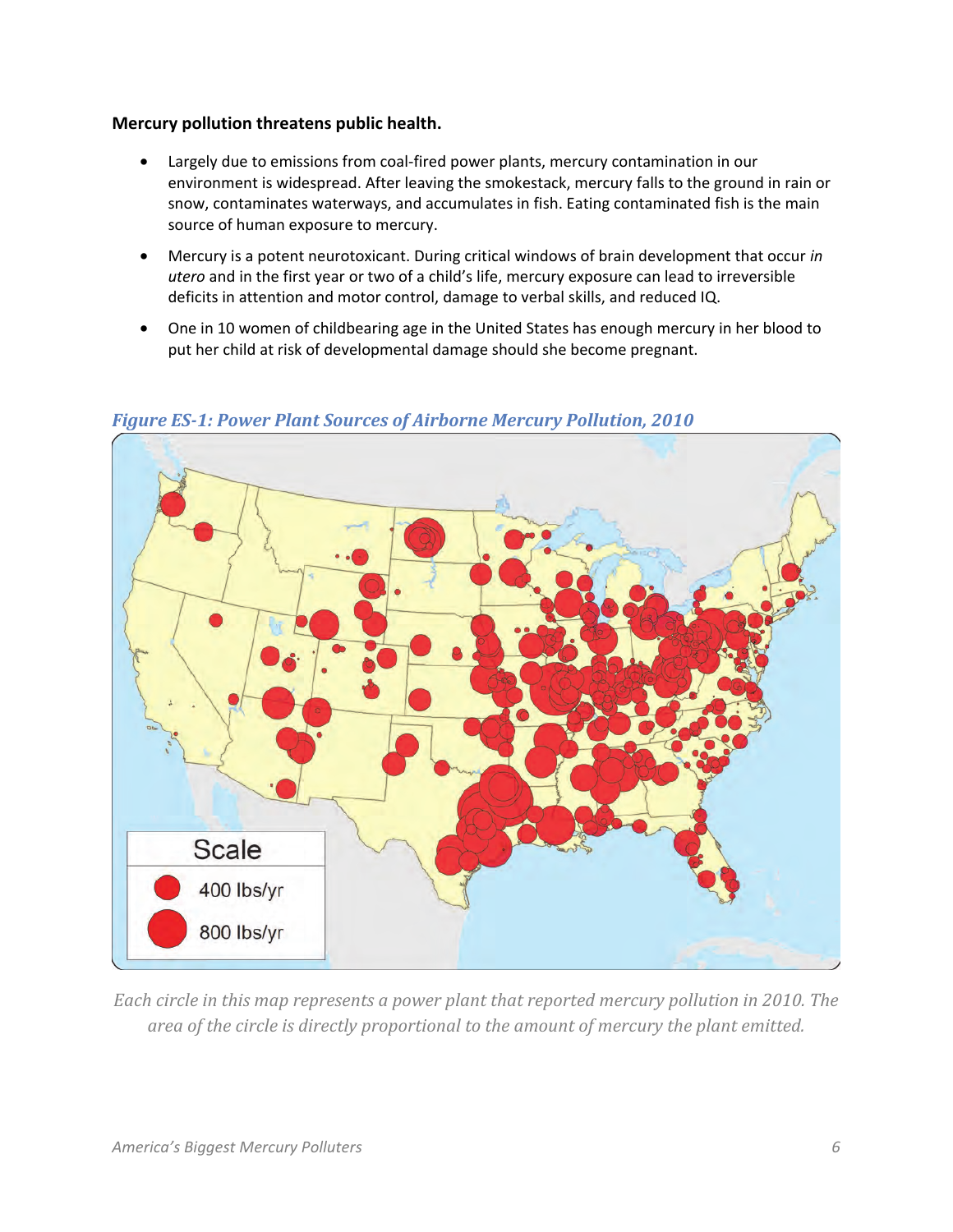**Mercury pollution threatens public health.**

- Largely due to emissions from coal-fired power plants, mercury contamination in our environment is widespread. After leaving the smokestack, mercury falls to the ground in rain or snow, contaminates waterways, and accumulates in fish. Eating contaminated fish is the main source of human exposure to mercury.
- Mercury is a potent neurotoxicant. During critical windows of brain development that occur *in utero* and in the first year or two of a child's life, mercury exposure can lead to irreversible deficits in attention and motor control, damage to verbal skills, and reduced IQ.
- One in 10 women of childbearing age in the United States has enough mercury in her blood to put her child at risk of developmental damage should she become pregnant.

***Figure ES-1: Power Plant Sources of Airborne Mercury Pollution, 2010***

*Each circle in this map represents a power plant that reported mercury pollution in 2010. The area of the circle is directly proportional to the amount of mercury the plant emitted.*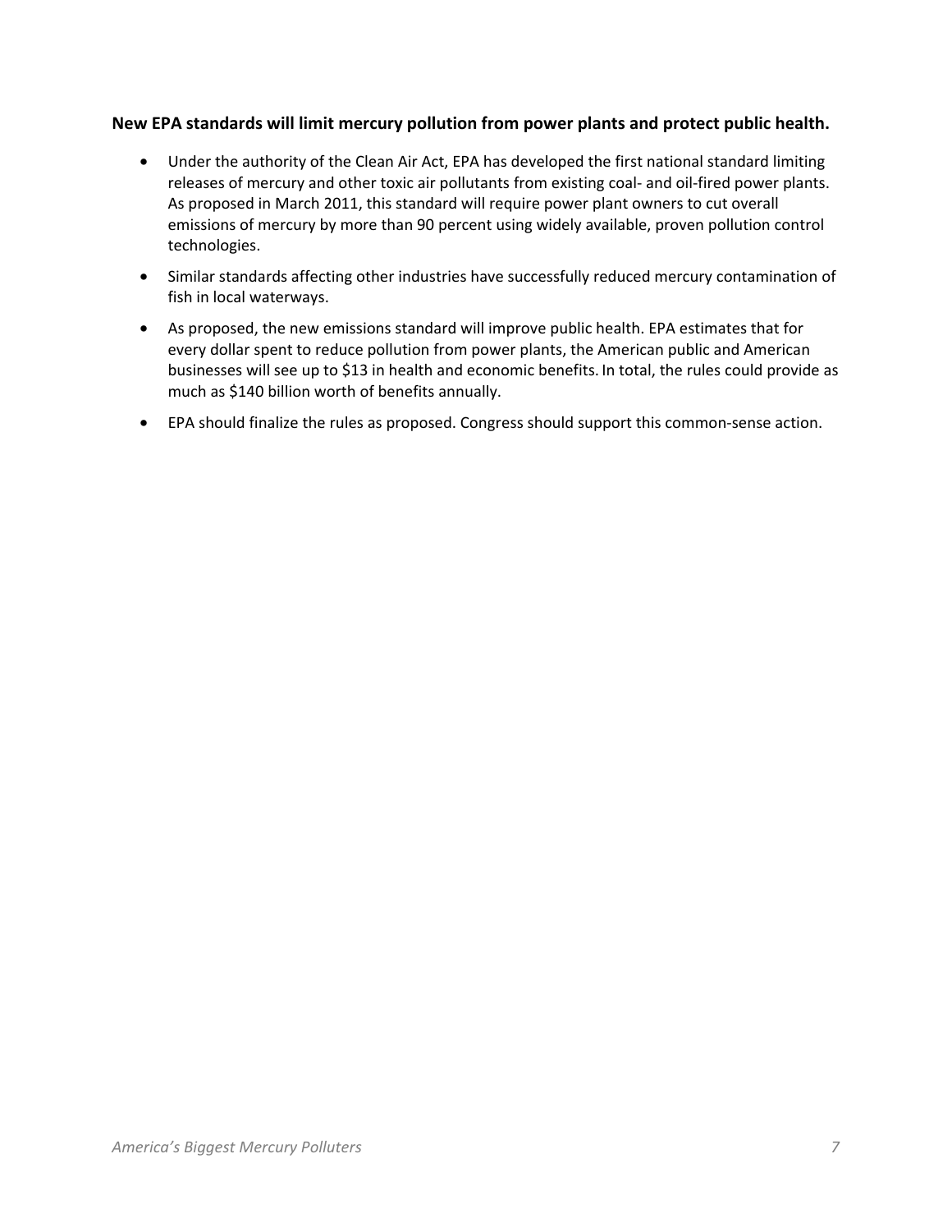**New EPA standards will limit mercury pollution from power plants and protect public health.**

- Under the authority of the Clean Air Act, EPA has developed the first national standard limiting releases of mercury and other toxic air pollutants from existing coal- and oil-fired power plants. As proposed in March 2011, this standard will require power plant owners to cut overall emissions of mercury by more than 90 percent using widely available, proven pollution control technologies.
- Similar standards affecting other industries have successfully reduced mercury contamination of fish in local waterways.
- As proposed, the new emissions standard will improve public health. EPA estimates that for every dollar spent to reduce pollution from power plants, the American public and American businesses will see up to $13 in health and economic benefits. In total, the rules could provide as much as $140 billion worth of benefits annually.
- EPA should finalize the rules as proposed. Congress should support this common-sense action.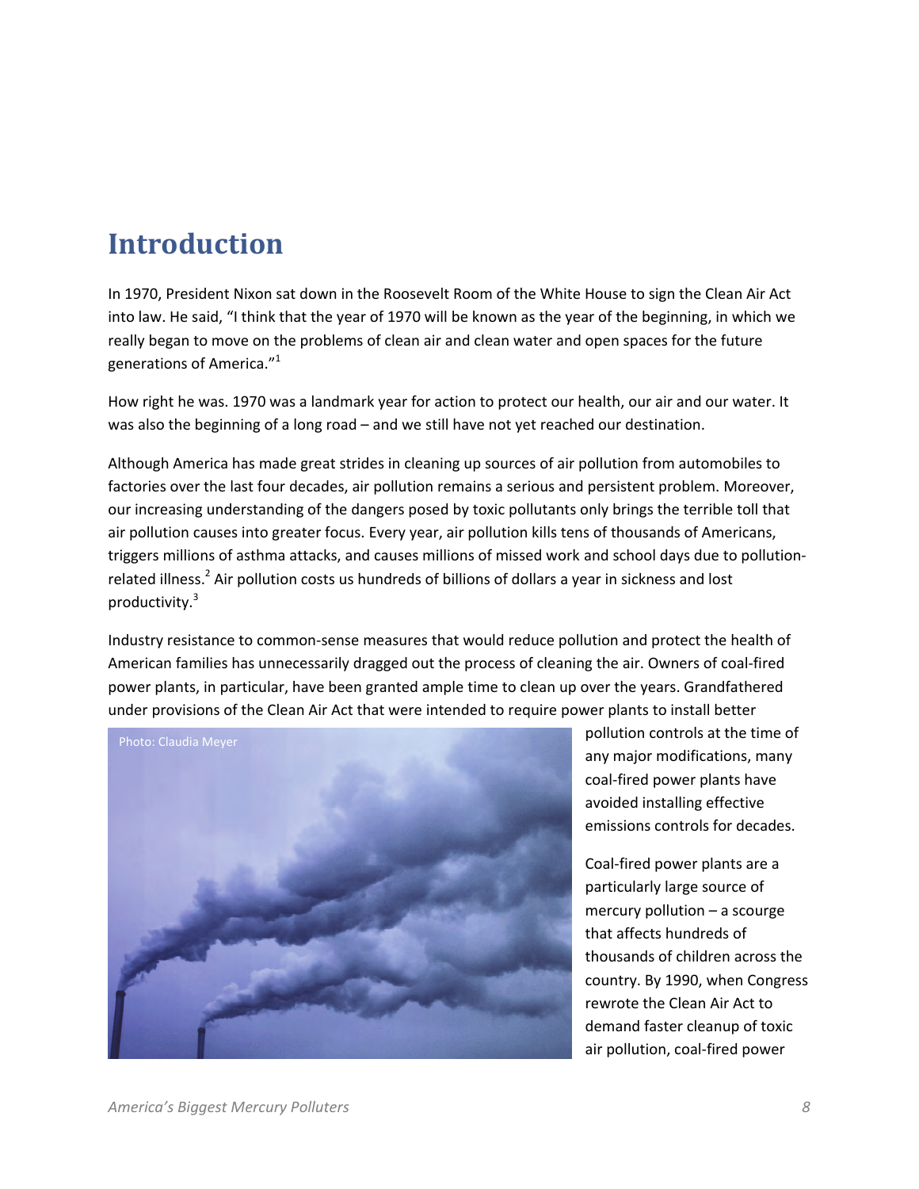# Introduction

In 1970, President Nixon sat down in the Roosevelt Room of the White House to sign the Clean Air Act into law. He said, "I think that the year of 1970 will be known as the year of the beginning, in which we really began to move on the problems of clean air and clean water and open spaces for the future generations of America."[1]

How right he was. 1970 was a landmark year for action to protect our health, our air and our water. It was also the beginning of a long road – and we still have not yet reached our destination.

Although America has made great strides in cleaning up sources of air pollution from automobiles to factories over the last four decades, air pollution remains a serious and persistent problem. Moreover, our increasing understanding of the dangers posed by toxic pollutants only brings the terrible toll that air pollution causes into greater focus. Every year, air pollution kills tens of thousands of Americans, triggers millions of asthma attacks, and causes millions of missed work and school days due to pollution-related illness.[2] Air pollution costs us hundreds of billions of dollars a year in sickness and lost productivity.[3]

Industry resistance to common-sense measures that would reduce pollution and protect the health of American families has unnecessarily dragged out the process of cleaning the air. Owners of coal-fired power plants, in particular, have been granted ample time to clean up over the years. Grandfathered under provisions of the Clean Air Act that were intended to require power plants to install better pollution controls at the time of any major modifications, many coal-fired power plants have avoided installing effective emissions controls for decades.

Photo: Claudia Meyer

Coal-fired power plants are a particularly large source of mercury pollution – a scourge that affects hundreds of thousands of children across the country. By 1990, when Congress rewrote the Clean Air Act to demand faster cleanup of toxic air pollution, coal-fired power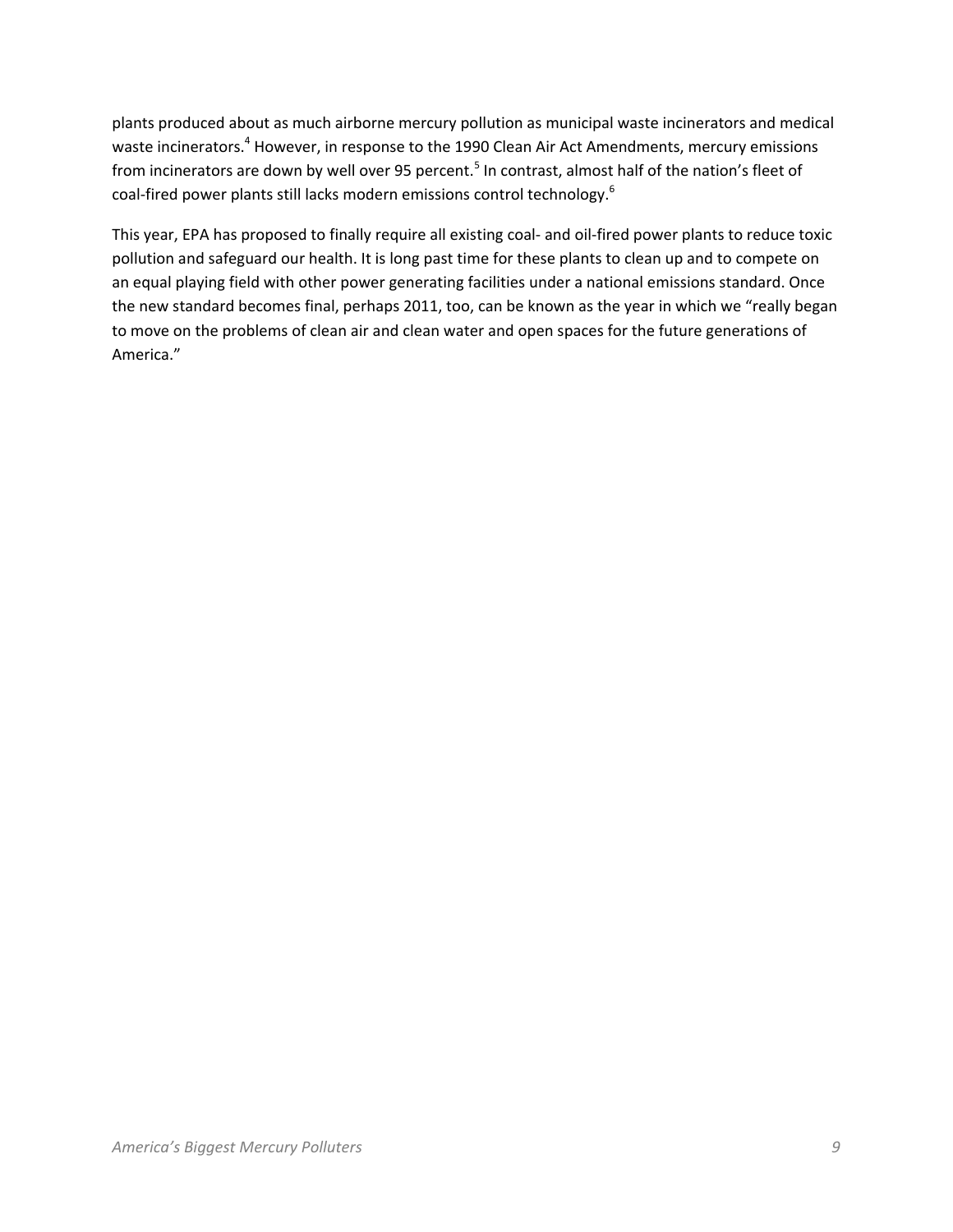plants produced about as much airborne mercury pollution as municipal waste incinerators and medical waste incinerators.[4] However, in response to the 1990 Clean Air Act Amendments, mercury emissions from incinerators are down by well over 95 percent.[5] In contrast, almost half of the nation's fleet of coal-fired power plants still lacks modern emissions control technology.[6]

This year, EPA has proposed to finally require all existing coal- and oil-fired power plants to reduce toxic pollution and safeguard our health. It is long past time for these plants to clean up and to compete on an equal playing field with other power generating facilities under a national emissions standard. Once the new standard becomes final, perhaps 2011, too, can be known as the year in which we "really began to move on the problems of clean air and clean water and open spaces for the future generations of America."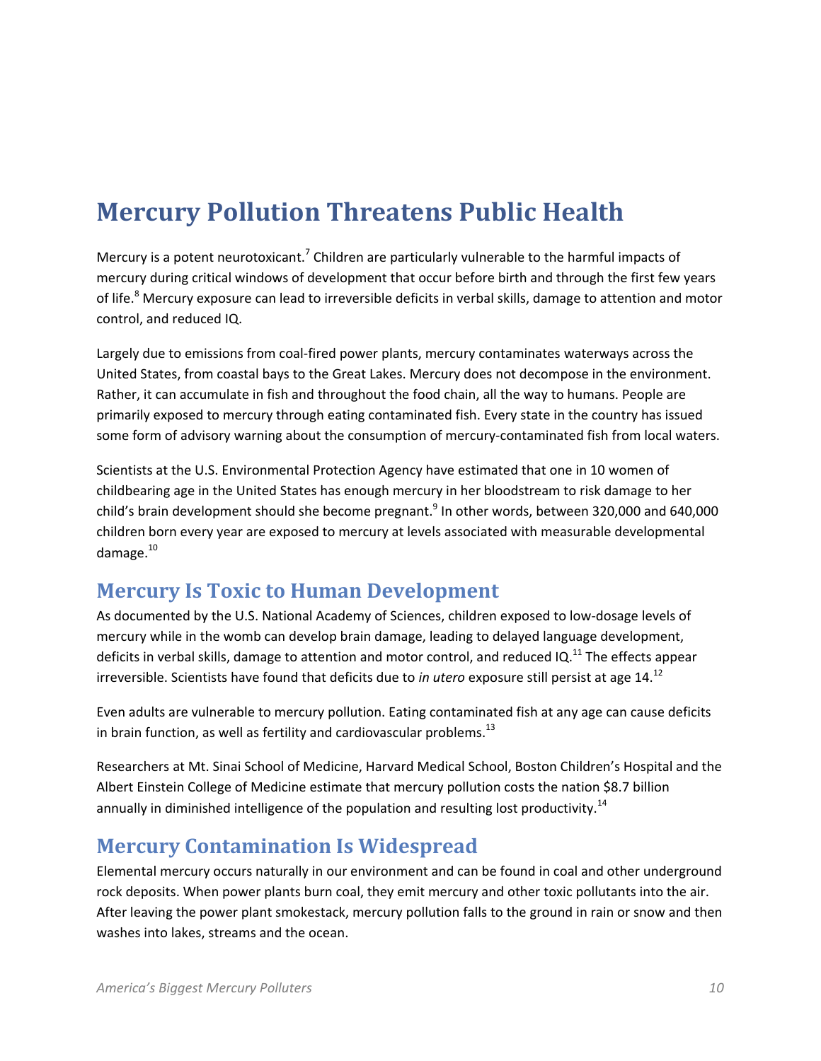# Mercury Pollution Threatens Public Health

Mercury is a potent neurotoxicant.[7] Children are particularly vulnerable to the harmful impacts of mercury during critical windows of development that occur before birth and through the first few years of life.[8] Mercury exposure can lead to irreversible deficits in verbal skills, damage to attention and motor control, and reduced IQ.

Largely due to emissions from coal-fired power plants, mercury contaminates waterways across the United States, from coastal bays to the Great Lakes. Mercury does not decompose in the environment. Rather, it can accumulate in fish and throughout the food chain, all the way to humans. People are primarily exposed to mercury through eating contaminated fish. Every state in the country has issued some form of advisory warning about the consumption of mercury-contaminated fish from local waters.

Scientists at the U.S. Environmental Protection Agency have estimated that one in 10 women of childbearing age in the United States has enough mercury in her bloodstream to risk damage to her child's brain development should she become pregnant.[9] In other words, between 320,000 and 640,000 children born every year are exposed to mercury at levels associated with measurable developmental damage.[10]

## Mercury Is Toxic to Human Development

As documented by the U.S. National Academy of Sciences, children exposed to low-dosage levels of mercury while in the womb can develop brain damage, leading to delayed language development, deficits in verbal skills, damage to attention and motor control, and reduced IQ.[11] The effects appear irreversible. Scientists have found that deficits due to *in utero* exposure still persist at age 14.[12]

Even adults are vulnerable to mercury pollution. Eating contaminated fish at any age can cause deficits in brain function, as well as fertility and cardiovascular problems.[13]

Researchers at Mt. Sinai School of Medicine, Harvard Medical School, Boston Children's Hospital and the Albert Einstein College of Medicine estimate that mercury pollution costs the nation $8.7 billion annually in diminished intelligence of the population and resulting lost productivity.[14]

## Mercury Contamination Is Widespread

Elemental mercury occurs naturally in our environment and can be found in coal and other underground rock deposits. When power plants burn coal, they emit mercury and other toxic pollutants into the air. After leaving the power plant smokestack, mercury pollution falls to the ground in rain or snow and then washes into lakes, streams and the ocean.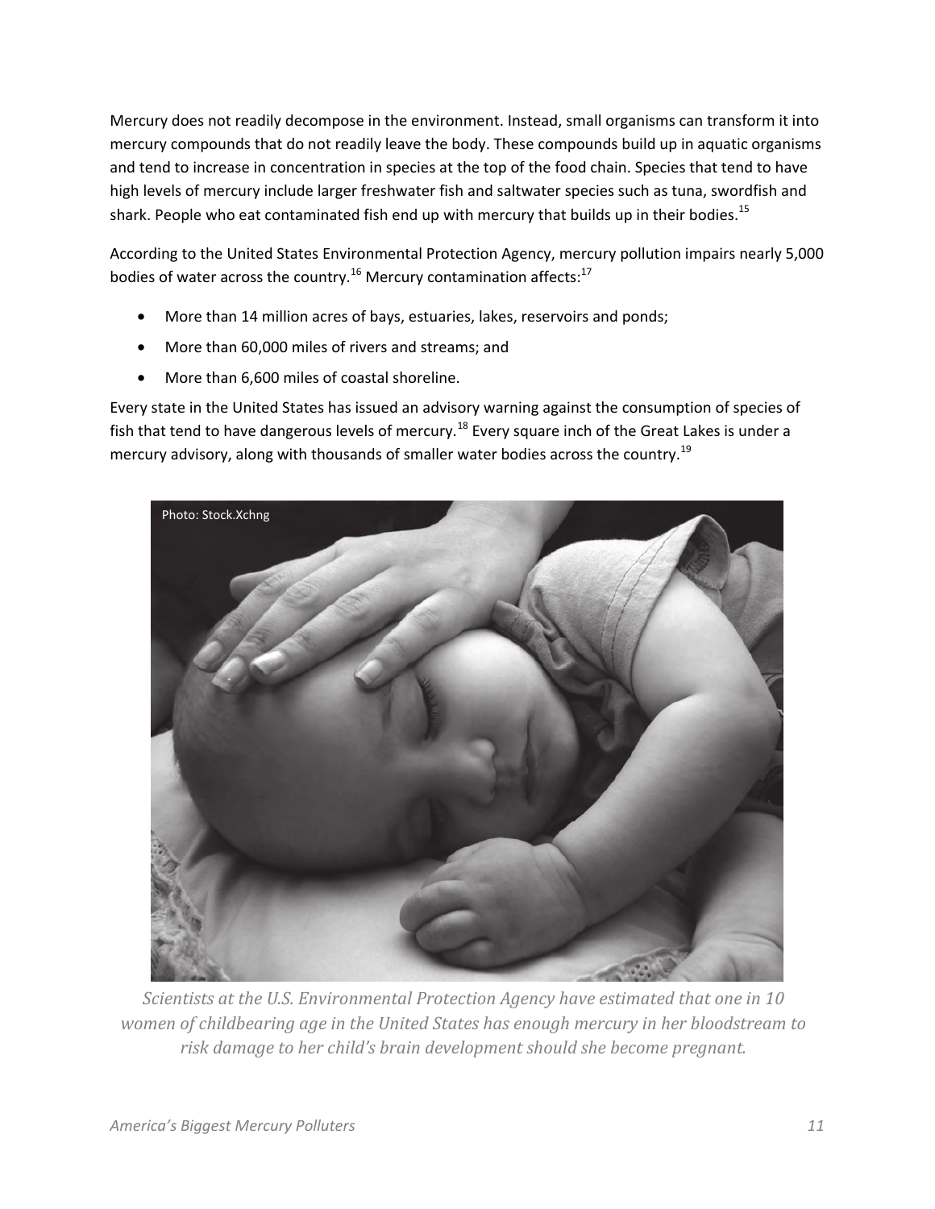Mercury does not readily decompose in the environment. Instead, small organisms can transform it into mercury compounds that do not readily leave the body. These compounds build up in aquatic organisms and tend to increase in concentration in species at the top of the food chain. Species that tend to have high levels of mercury include larger freshwater fish and saltwater species such as tuna, swordfish and shark. People who eat contaminated fish end up with mercury that builds up in their bodies.[15]

According to the United States Environmental Protection Agency, mercury pollution impairs nearly 5,000 bodies of water across the country.[16] Mercury contamination affects:[17]

- More than 14 million acres of bays, estuaries, lakes, reservoirs and ponds;
- More than 60,000 miles of rivers and streams; and
- More than 6,600 miles of coastal shoreline.

Every state in the United States has issued an advisory warning against the consumption of species of fish that tend to have dangerous levels of mercury.[18] Every square inch of the Great Lakes is under a mercury advisory, along with thousands of smaller water bodies across the country.[19]

Photo: Stock.Xchng

*Scientists at the U.S. Environmental Protection Agency have estimated that one in 10 women of childbearing age in the United States has enough mercury in her bloodstream to risk damage to her child's brain development should she become pregnant.*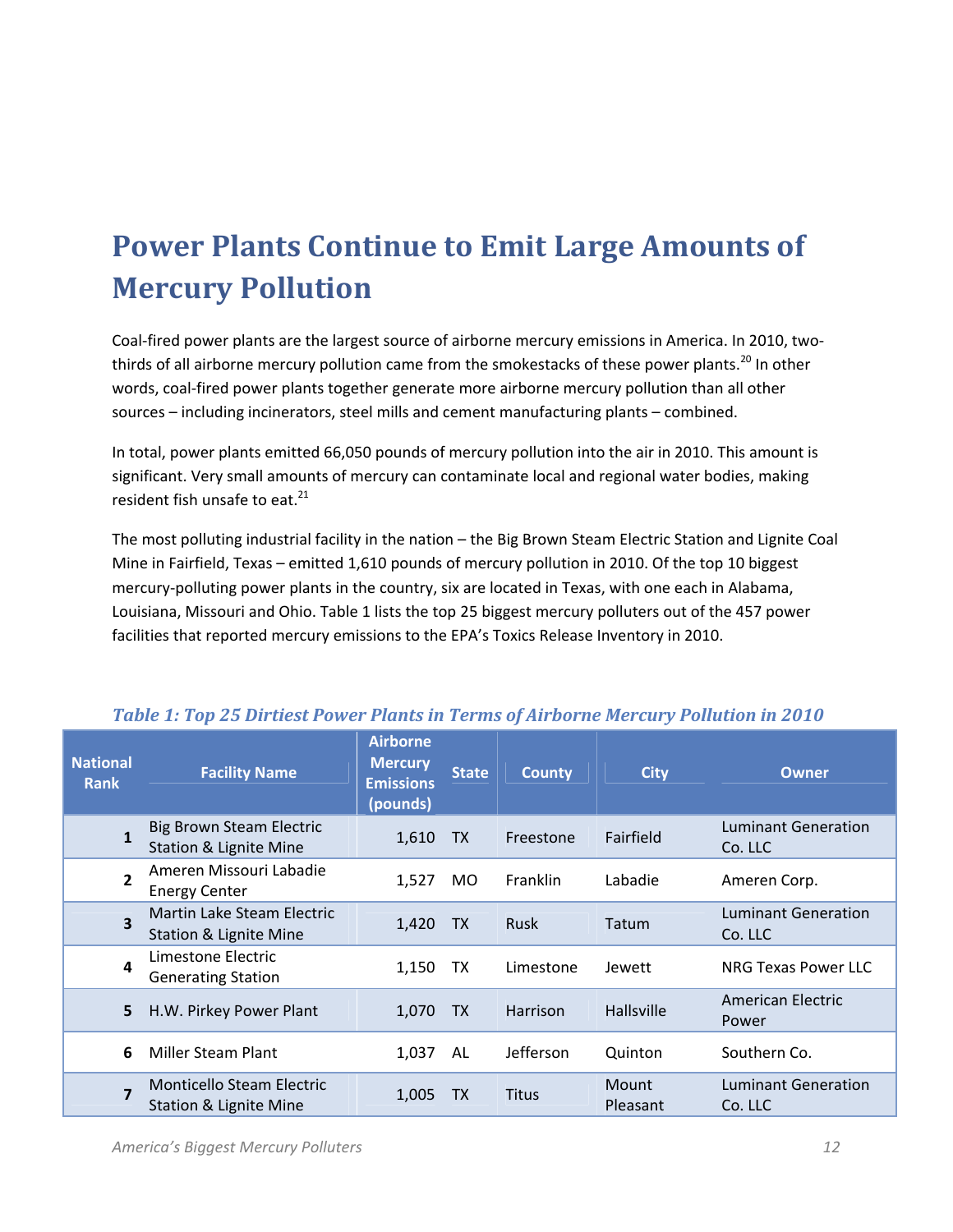# Power Plants Continue to Emit Large Amounts of Mercury Pollution

Coal-fired power plants are the largest source of airborne mercury emissions in America. In 2010, two-thirds of all airborne mercury pollution came from the smokestacks of these power plants.[20] In other words, coal-fired power plants together generate more airborne mercury pollution than all other sources – including incinerators, steel mills and cement manufacturing plants – combined.

In total, power plants emitted 66,050 pounds of mercury pollution into the air in 2010. This amount is significant. Very small amounts of mercury can contaminate local and regional water bodies, making resident fish unsafe to eat.[21]

The most polluting industrial facility in the nation – the Big Brown Steam Electric Station and Lignite Coal Mine in Fairfield, Texas – emitted 1,610 pounds of mercury pollution in 2010. Of the top 10 biggest mercury-polluting power plants in the country, six are located in Texas, with one each in Alabama, Louisiana, Missouri and Ohio. Table 1 lists the top 25 biggest mercury polluters out of the 457 power facilities that reported mercury emissions to the EPA's Toxics Release Inventory in 2010.

*Table 1: Top 25 Dirtiest Power Plants in Terms of Airborne Mercury Pollution in 2010*

| National Rank | Facility Name | Airborne Mercury Emissions (pounds) | State | County | City | Owner |
|---|---|---|---|---|---|---|
| 1 | Big Brown Steam Electric Station & Lignite Mine | 1,610 | TX | Freestone | Fairfield | Luminant Generation Co. LLC |
| 2 | Ameren Missouri Labadie Energy Center | 1,527 | MO | Franklin | Labadie | Ameren Corp. |
| 3 | Martin Lake Steam Electric Station & Lignite Mine | 1,420 | TX | Rusk | Tatum | Luminant Generation Co. LLC |
| 4 | Limestone Electric Generating Station | 1,150 | TX | Limestone | Jewett | NRG Texas Power LLC |
| 5 | H.W. Pirkey Power Plant | 1,070 | TX | Harrison | Hallsville | American Electric Power |
| 6 | Miller Steam Plant | 1,037 | AL | Jefferson | Quinton | Southern Co. |
| 7 | Monticello Steam Electric Station & Lignite Mine | 1,005 | TX | Titus | Mount Pleasant | Luminant Generation Co. LLC |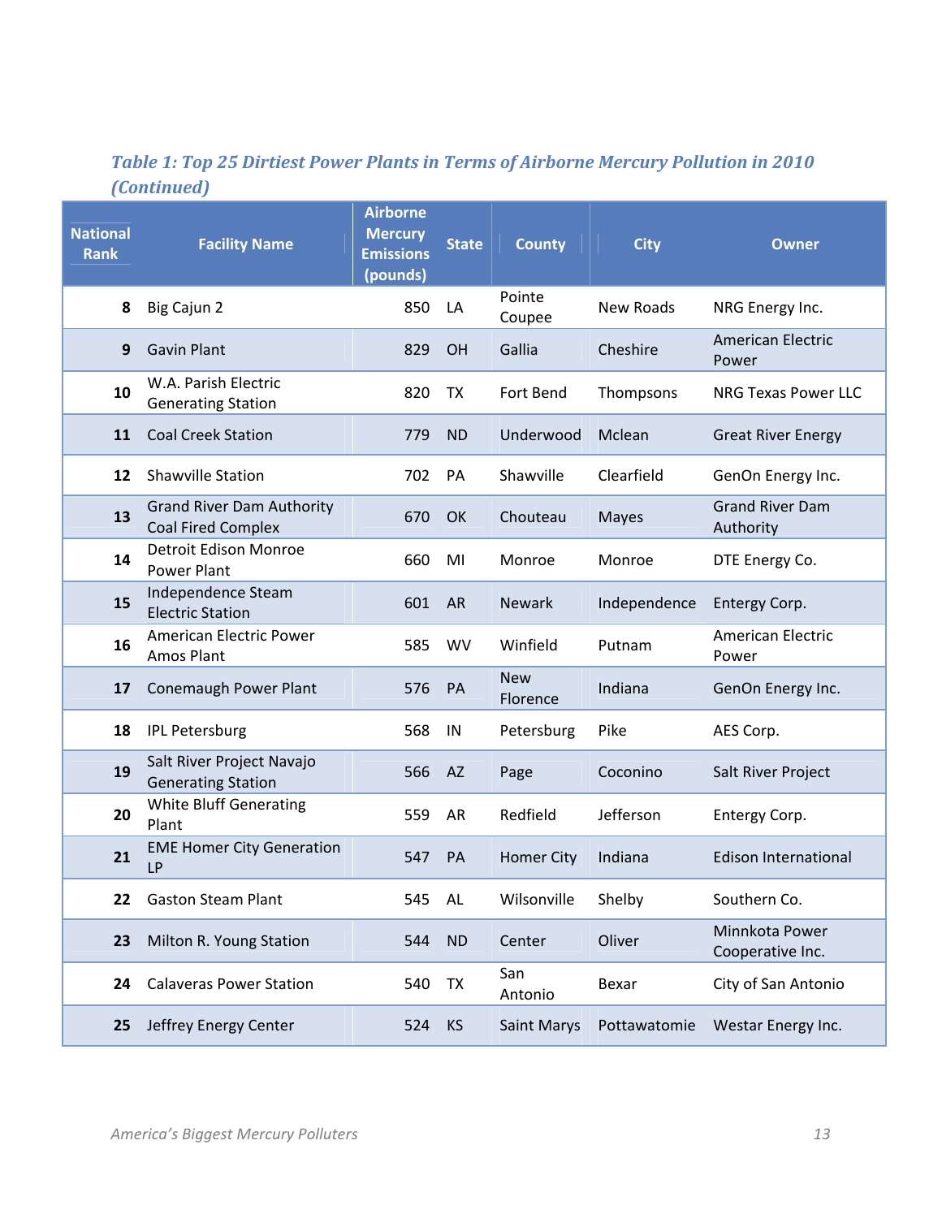*Table 1: Top 25 Dirtiest Power Plants in Terms of Airborne Mercury Pollution in 2010 (Continued)*

| National Rank | Facility Name | Airborne Mercury Emissions (pounds) | State | County | City | Owner |
|---|---|---|---|---|---|---|
| 8 | Big Cajun 2 | 850 | LA | Pointe Coupee | New Roads | NRG Energy Inc. |
| 9 | Gavin Plant | 829 | OH | Gallia | Cheshire | American Electric Power |
| 10 | W.A. Parish Electric Generating Station | 820 | TX | Fort Bend | Thompsons | NRG Texas Power LLC |
| 11 | Coal Creek Station | 779 | ND | Underwood | Mclean | Great River Energy |
| 12 | Shawville Station | 702 | PA | Shawville | Clearfield | GenOn Energy Inc. |
| 13 | Grand River Dam Authority Coal Fired Complex | 670 | OK | Chouteau | Mayes | Grand River Dam Authority |
| 14 | Detroit Edison Monroe Power Plant | 660 | MI | Monroe | Monroe | DTE Energy Co. |
| 15 | Independence Steam Electric Station | 601 | AR | Newark | Independence | Entergy Corp. |
| 16 | American Electric Power Amos Plant | 585 | WV | Winfield | Putnam | American Electric Power |
| 17 | Conemaugh Power Plant | 576 | PA | New Florence | Indiana | GenOn Energy Inc. |
| 18 | IPL Petersburg | 568 | IN | Petersburg | Pike | AES Corp. |
| 19 | Salt River Project Navajo Generating Station | 566 | AZ | Page | Coconino | Salt River Project |
| 20 | White Bluff Generating Plant | 559 | AR | Redfield | Jefferson | Entergy Corp. |
| 21 | EME Homer City Generation LP | 547 | PA | Homer City | Indiana | Edison International |
| 22 | Gaston Steam Plant | 545 | AL | Wilsonville | Shelby | Southern Co. |
| 23 | Milton R. Young Station | 544 | ND | Center | Oliver | Minnkota Power Cooperative Inc. |
| 24 | Calaveras Power Station | 540 | TX | San Antonio | Bexar | City of San Antonio |
| 25 | Jeffrey Energy Center | 524 | KS | Saint Marys | Pottawatomie | Westar Energy Inc. |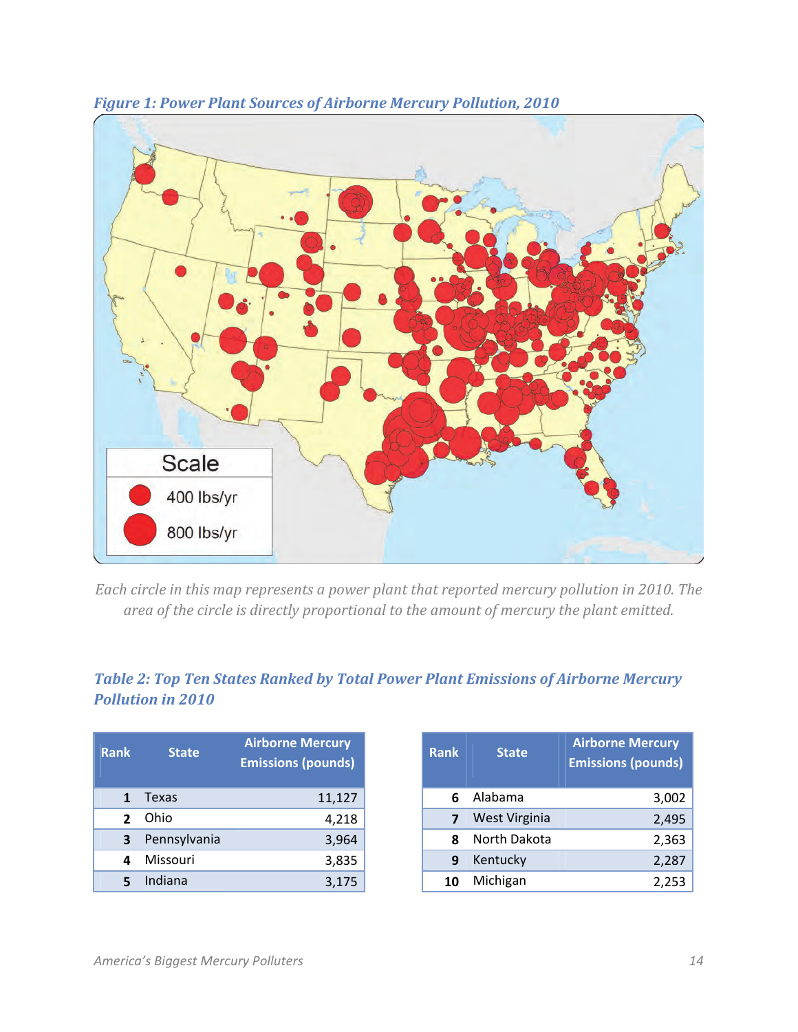*Figure 1: Power Plant Sources of Airborne Mercury Pollution, 2010*

*Each circle in this map represents a power plant that reported mercury pollution in 2010. The area of the circle is directly proportional to the amount of mercury the plant emitted.*

*Table 2: Top Ten States Ranked by Total Power Plant Emissions of Airborne Mercury Pollution in 2010*

| Rank | State | Airborne Mercury Emissions (pounds) |
|---|---|---|
| 1 | Texas | 11,127 |
| 2 | Ohio | 4,218 |
| 3 | Pennsylvania | 3,964 |
| 4 | Missouri | 3,835 |
| 5 | Indiana | 3,175 |
| 6 | Alabama | 3,002 |
| 7 | West Virginia | 2,495 |
| 8 | North Dakota | 2,363 |
| 9 | Kentucky | 2,287 |
| 10 | Michigan | 2,253 |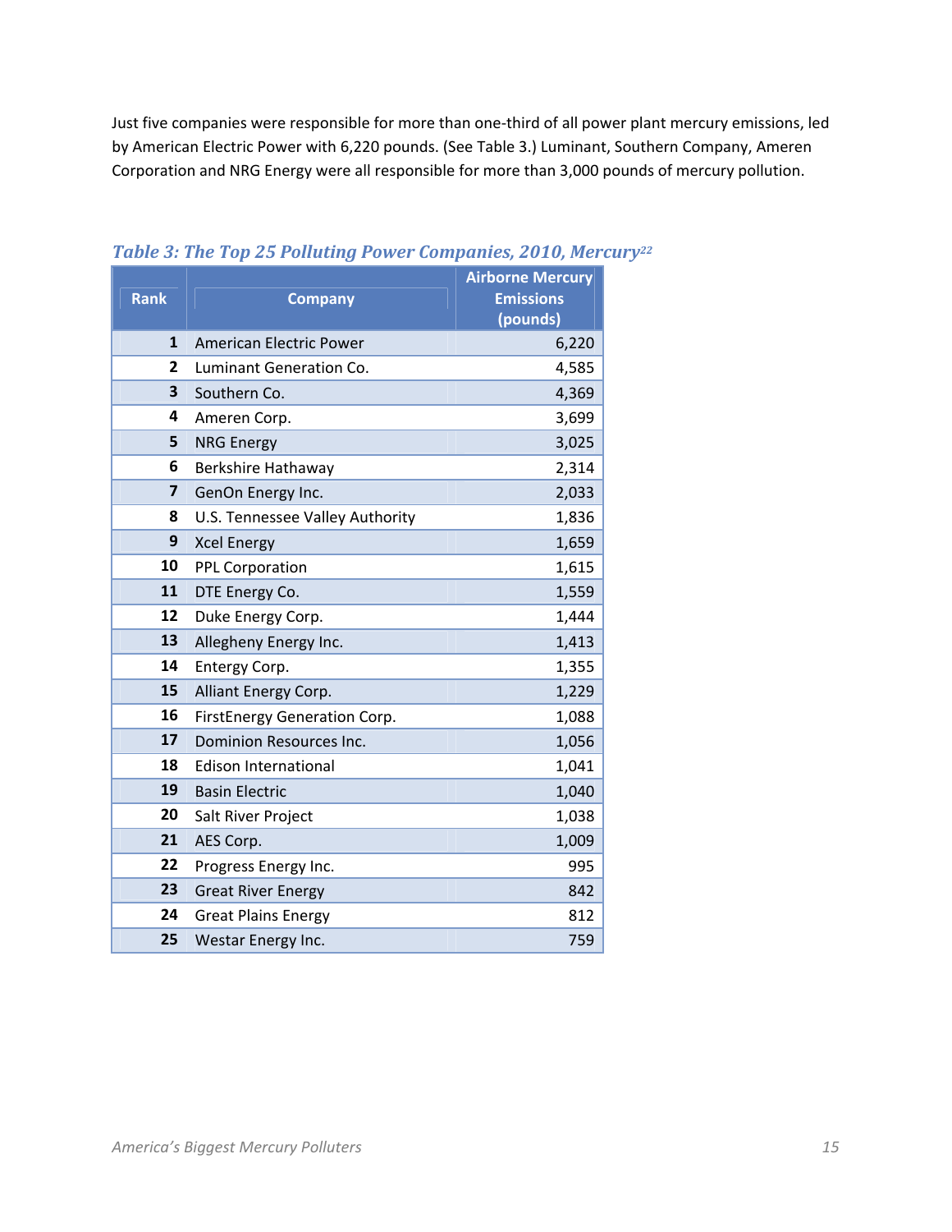Just five companies were responsible for more than one-third of all power plant mercury emissions, led by American Electric Power with 6,220 pounds. (See Table 3.) Luminant, Southern Company, Ameren Corporation and NRG Energy were all responsible for more than 3,000 pounds of mercury pollution.

### *Table 3: The Top 25 Polluting Power Companies, 2010, Mercury*[22]

| Rank | Company | Airborne Mercury Emissions (pounds) |
|---:|---|---:|
| 1 | American Electric Power | 6,220 |
| 2 | Luminant Generation Co. | 4,585 |
| 3 | Southern Co. | 4,369 |
| 4 | Ameren Corp. | 3,699 |
| 5 | NRG Energy | 3,025 |
| 6 | Berkshire Hathaway | 2,314 |
| 7 | GenOn Energy Inc. | 2,033 |
| 8 | U.S. Tennessee Valley Authority | 1,836 |
| 9 | Xcel Energy | 1,659 |
| 10 | PPL Corporation | 1,615 |
| 11 | DTE Energy Co. | 1,559 |
| 12 | Duke Energy Corp. | 1,444 |
| 13 | Allegheny Energy Inc. | 1,413 |
| 14 | Entergy Corp. | 1,355 |
| 15 | Alliant Energy Corp. | 1,229 |
| 16 | FirstEnergy Generation Corp. | 1,088 |
| 17 | Dominion Resources Inc. | 1,056 |
| 18 | Edison International | 1,041 |
| 19 | Basin Electric | 1,040 |
| 20 | Salt River Project | 1,038 |
| 21 | AES Corp. | 1,009 |
| 22 | Progress Energy Inc. | 995 |
| 23 | Great River Energy | 842 |
| 24 | Great Plains Energy | 812 |
| 25 | Westar Energy Inc. | 759 |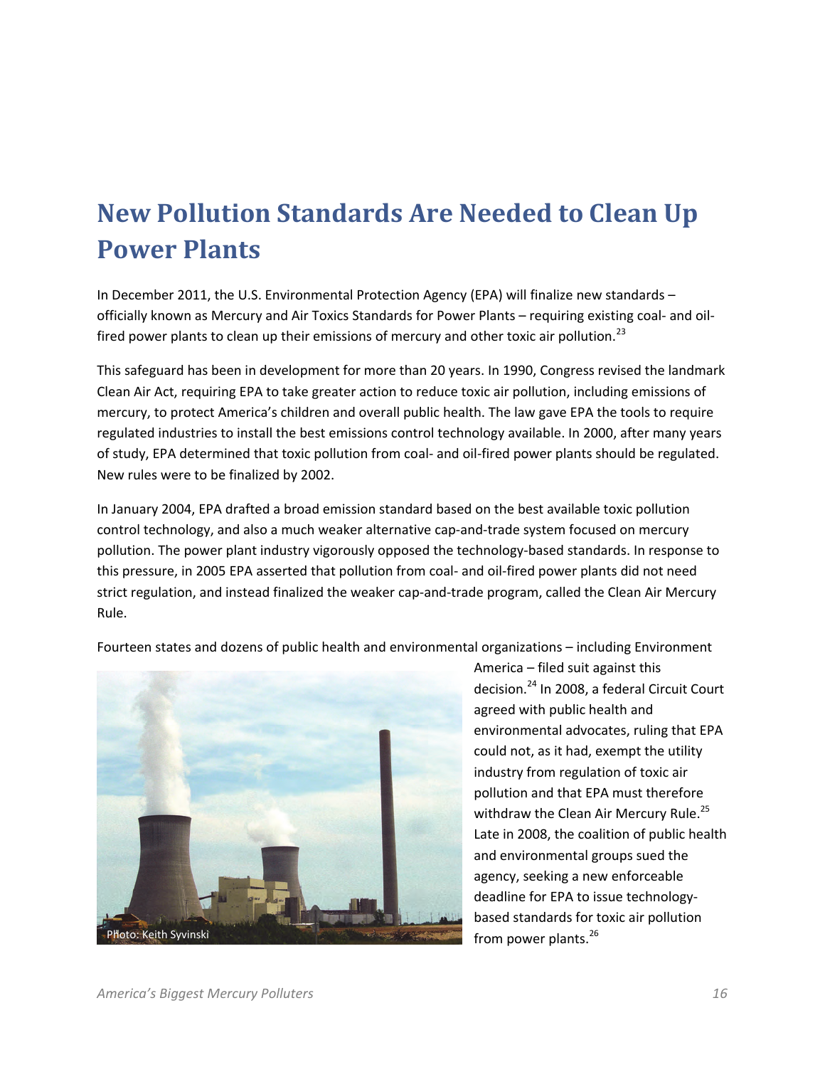# New Pollution Standards Are Needed to Clean Up Power Plants

In December 2011, the U.S. Environmental Protection Agency (EPA) will finalize new standards – officially known as Mercury and Air Toxics Standards for Power Plants – requiring existing coal- and oil-fired power plants to clean up their emissions of mercury and other toxic air pollution.[23]

This safeguard has been in development for more than 20 years. In 1990, Congress revised the landmark Clean Air Act, requiring EPA to take greater action to reduce toxic air pollution, including emissions of mercury, to protect America's children and overall public health. The law gave EPA the tools to require regulated industries to install the best emissions control technology available. In 2000, after many years of study, EPA determined that toxic pollution from coal- and oil-fired power plants should be regulated. New rules were to be finalized by 2002.

In January 2004, EPA drafted a broad emission standard based on the best available toxic pollution control technology, and also a much weaker alternative cap-and-trade system focused on mercury pollution. The power plant industry vigorously opposed the technology-based standards. In response to this pressure, in 2005 EPA asserted that pollution from coal- and oil-fired power plants did not need strict regulation, and instead finalized the weaker cap-and-trade program, called the Clean Air Mercury Rule.

Fourteen states and dozens of public health and environmental organizations – including Environment America – filed suit against this decision.[24] In 2008, a federal Circuit Court agreed with public health and environmental advocates, ruling that EPA could not, as it had, exempt the utility industry from regulation of toxic air pollution and that EPA must therefore withdraw the Clean Air Mercury Rule.[25] Late in 2008, the coalition of public health and environmental groups sued the agency, seeking a new enforceable deadline for EPA to issue technology-based standards for toxic air pollution from power plants.[26]

Photo: Keith Syvinski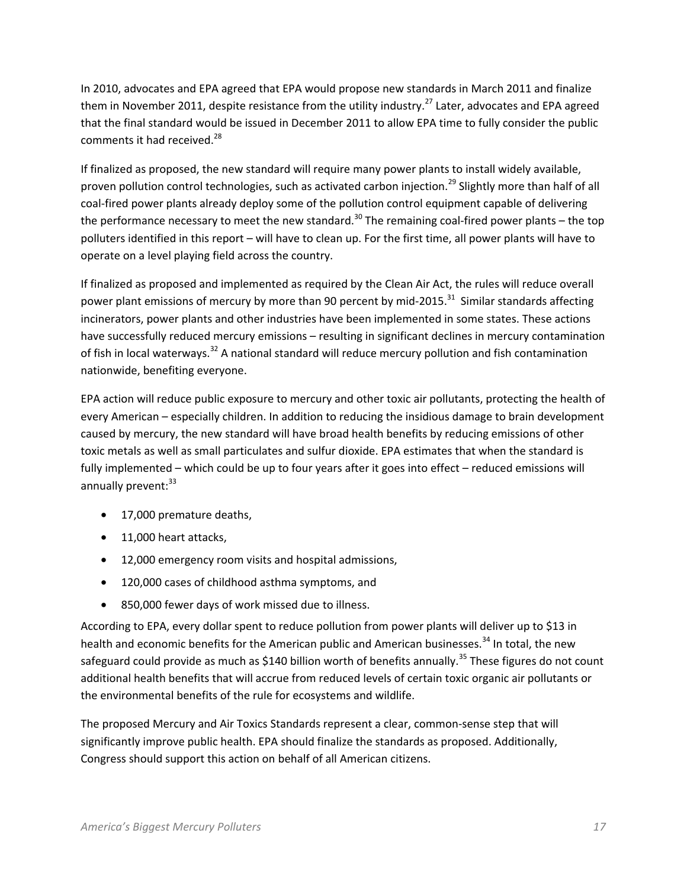In 2010, advocates and EPA agreed that EPA would propose new standards in March 2011 and finalize them in November 2011, despite resistance from the utility industry.[27] Later, advocates and EPA agreed that the final standard would be issued in December 2011 to allow EPA time to fully consider the public comments it had received.[28]

If finalized as proposed, the new standard will require many power plants to install widely available, proven pollution control technologies, such as activated carbon injection.[29] Slightly more than half of all coal-fired power plants already deploy some of the pollution control equipment capable of delivering the performance necessary to meet the new standard.[30] The remaining coal-fired power plants – the top polluters identified in this report – will have to clean up. For the first time, all power plants will have to operate on a level playing field across the country.

If finalized as proposed and implemented as required by the Clean Air Act, the rules will reduce overall power plant emissions of mercury by more than 90 percent by mid-2015.[31] Similar standards affecting incinerators, power plants and other industries have been implemented in some states. These actions have successfully reduced mercury emissions – resulting in significant declines in mercury contamination of fish in local waterways.[32] A national standard will reduce mercury pollution and fish contamination nationwide, benefiting everyone.

EPA action will reduce public exposure to mercury and other toxic air pollutants, protecting the health of every American – especially children. In addition to reducing the insidious damage to brain development caused by mercury, the new standard will have broad health benefits by reducing emissions of other toxic metals as well as small particulates and sulfur dioxide. EPA estimates that when the standard is fully implemented – which could be up to four years after it goes into effect – reduced emissions will annually prevent:[33]

- 17,000 premature deaths,
- 11,000 heart attacks,
- 12,000 emergency room visits and hospital admissions,
- 120,000 cases of childhood asthma symptoms, and
- 850,000 fewer days of work missed due to illness.

According to EPA, every dollar spent to reduce pollution from power plants will deliver up to $13 in health and economic benefits for the American public and American businesses.[34] In total, the new safeguard could provide as much as $140 billion worth of benefits annually.[35] These figures do not count additional health benefits that will accrue from reduced levels of certain toxic organic air pollutants or the environmental benefits of the rule for ecosystems and wildlife.

The proposed Mercury and Air Toxics Standards represent a clear, common-sense step that will significantly improve public health. EPA should finalize the standards as proposed. Additionally, Congress should support this action on behalf of all American citizens.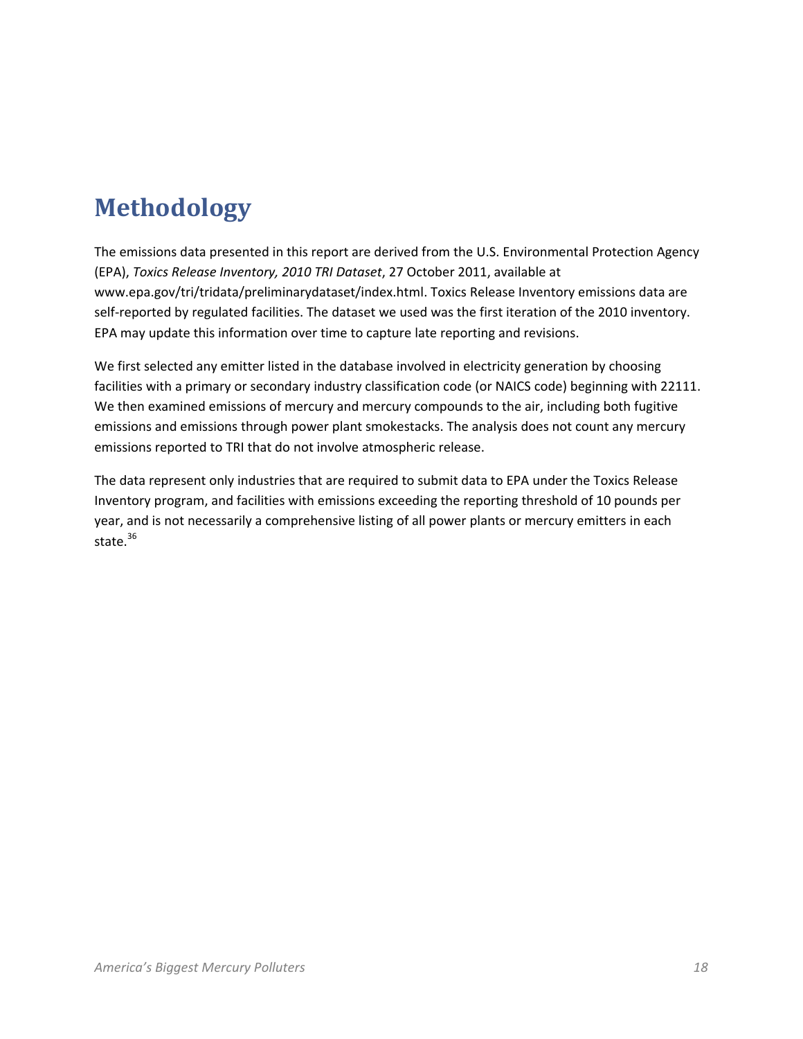# Methodology

The emissions data presented in this report are derived from the U.S. Environmental Protection Agency (EPA), *Toxics Release Inventory, 2010 TRI Dataset*, 27 October 2011, available at www.epa.gov/tri/tridata/preliminarydataset/index.html. Toxics Release Inventory emissions data are self-reported by regulated facilities. The dataset we used was the first iteration of the 2010 inventory. EPA may update this information over time to capture late reporting and revisions.

We first selected any emitter listed in the database involved in electricity generation by choosing facilities with a primary or secondary industry classification code (or NAICS code) beginning with 22111. We then examined emissions of mercury and mercury compounds to the air, including both fugitive emissions and emissions through power plant smokestacks. The analysis does not count any mercury emissions reported to TRI that do not involve atmospheric release.

The data represent only industries that are required to submit data to EPA under the Toxics Release Inventory program, and facilities with emissions exceeding the reporting threshold of 10 pounds per year, and is not necessarily a comprehensive listing of all power plants or mercury emitters in each state.[36]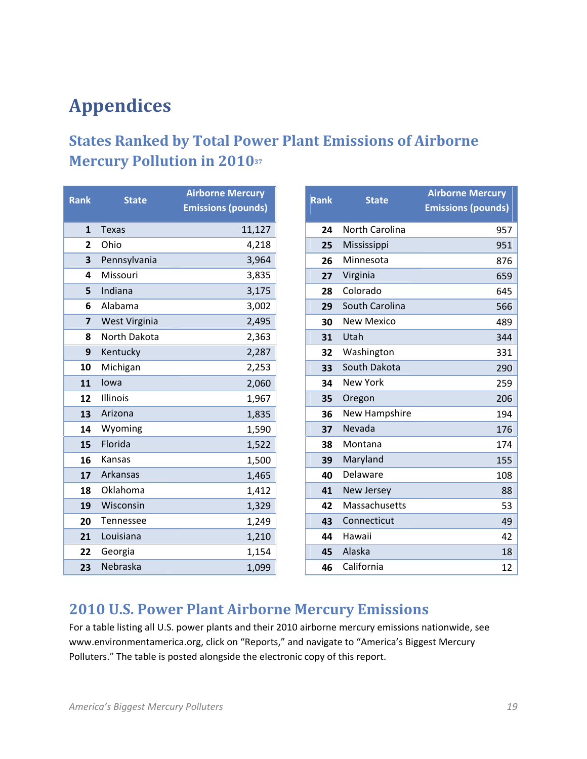# Appendices

## States Ranked by Total Power Plant Emissions of Airborne Mercury Pollution in 2010[37]

| Rank | State | Airborne Mercury Emissions (pounds) |
|---|---|---|
| 1 | Texas | 11,127 |
| 2 | Ohio | 4,218 |
| 3 | Pennsylvania | 3,964 |
| 4 | Missouri | 3,835 |
| 5 | Indiana | 3,175 |
| 6 | Alabama | 3,002 |
| 7 | West Virginia | 2,495 |
| 8 | North Dakota | 2,363 |
| 9 | Kentucky | 2,287 |
| 10 | Michigan | 2,253 |
| 11 | Iowa | 2,060 |
| 12 | Illinois | 1,967 |
| 13 | Arizona | 1,835 |
| 14 | Wyoming | 1,590 |
| 15 | Florida | 1,522 |
| 16 | Kansas | 1,500 |
| 17 | Arkansas | 1,465 |
| 18 | Oklahoma | 1,412 |
| 19 | Wisconsin | 1,329 |
| 20 | Tennessee | 1,249 |
| 21 | Louisiana | 1,210 |
| 22 | Georgia | 1,154 |
| 23 | Nebraska | 1,099 |
| 24 | North Carolina | 957 |
| 25 | Mississippi | 951 |
| 26 | Minnesota | 876 |
| 27 | Virginia | 659 |
| 28 | Colorado | 645 |
| 29 | South Carolina | 566 |
| 30 | New Mexico | 489 |
| 31 | Utah | 344 |
| 32 | Washington | 331 |
| 33 | South Dakota | 290 |
| 34 | New York | 259 |
| 35 | Oregon | 206 |
| 36 | New Hampshire | 194 |
| 37 | Nevada | 176 |
| 38 | Montana | 174 |
| 39 | Maryland | 155 |
| 40 | Delaware | 108 |
| 41 | New Jersey | 88 |
| 42 | Massachusetts | 53 |
| 43 | Connecticut | 49 |
| 44 | Hawaii | 42 |
| 45 | Alaska | 18 |
| 46 | California | 12 |

## 2010 U.S. Power Plant Airborne Mercury Emissions

For a table listing all U.S. power plants and their 2010 airborne mercury emissions nationwide, see www.environmentamerica.org, click on "Reports," and navigate to "America's Biggest Mercury Polluters." The table is posted alongside the electronic copy of this report.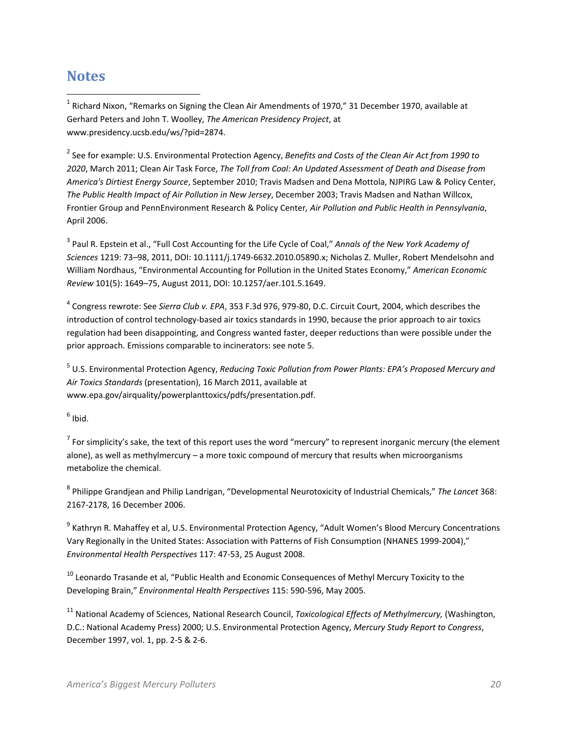# Notes

[1] Richard Nixon, "Remarks on Signing the Clean Air Amendments of 1970," 31 December 1970, available at Gerhard Peters and John T. Woolley, *The American Presidency Project*, at www.presidency.ucsb.edu/ws/?pid=2874.

[2] See for example: U.S. Environmental Protection Agency, *Benefits and Costs of the Clean Air Act from 1990 to 2020*, March 2011; Clean Air Task Force, *The Toll from Coal: An Updated Assessment of Death and Disease from America's Dirtiest Energy Source*, September 2010; Travis Madsen and Dena Mottola, NJPIRG Law & Policy Center, *The Public Health Impact of Air Pollution in New Jersey*, December 2003; Travis Madsen and Nathan Willcox, Frontier Group and PennEnvironment Research & Policy Center*, Air Pollution and Public Health in Pennsylvania*, April 2006.

[3] Paul R. Epstein et al., "Full Cost Accounting for the Life Cycle of Coal," *Annals of the New York Academy of Sciences* 1219: 73–98, 2011, DOI: 10.1111/j.1749-6632.2010.05890.x; Nicholas Z. Muller, Robert Mendelsohn and William Nordhaus, "Environmental Accounting for Pollution in the United States Economy," *American Economic Review* 101(5): 1649–75, August 2011, DOI: 10.1257/aer.101.5.1649.

[4] Congress rewrote: See *Sierra Club v. EPA*, 353 F.3d 976, 979-80, D.C. Circuit Court, 2004, which describes the introduction of control technology-based air toxics standards in 1990, because the prior approach to air toxics regulation had been disappointing, and Congress wanted faster, deeper reductions than were possible under the prior approach. Emissions comparable to incinerators: see note 5.

[5] U.S. Environmental Protection Agency, *Reducing Toxic Pollution from Power Plants: EPA's Proposed Mercury and Air Toxics Standards* (presentation), 16 March 2011, available at www.epa.gov/airquality/powerplanttoxics/pdfs/presentation.pdf.

[6] Ibid.

[7] For simplicity's sake, the text of this report uses the word "mercury" to represent inorganic mercury (the element alone), as well as methylmercury – a more toxic compound of mercury that results when microorganisms metabolize the chemical.

[8] Philippe Grandjean and Philip Landrigan, "Developmental Neurotoxicity of Industrial Chemicals," *The Lancet* 368: 2167-2178, 16 December 2006.

[9] Kathryn R. Mahaffey et al, U.S. Environmental Protection Agency, "Adult Women's Blood Mercury Concentrations Vary Regionally in the United States: Association with Patterns of Fish Consumption (NHANES 1999-2004)," *Environmental Health Perspectives* 117: 47-53, 25 August 2008.

[10] Leonardo Trasande et al, "Public Health and Economic Consequences of Methyl Mercury Toxicity to the Developing Brain," *Environmental Health Perspectives* 115: 590-596, May 2005.

[11] National Academy of Sciences, National Research Council, *Toxicological Effects of Methylmercury,* (Washington, D.C.: National Academy Press) 2000; U.S. Environmental Protection Agency, *Mercury Study Report to Congress*, December 1997, vol. 1, pp. 2-5 & 2-6.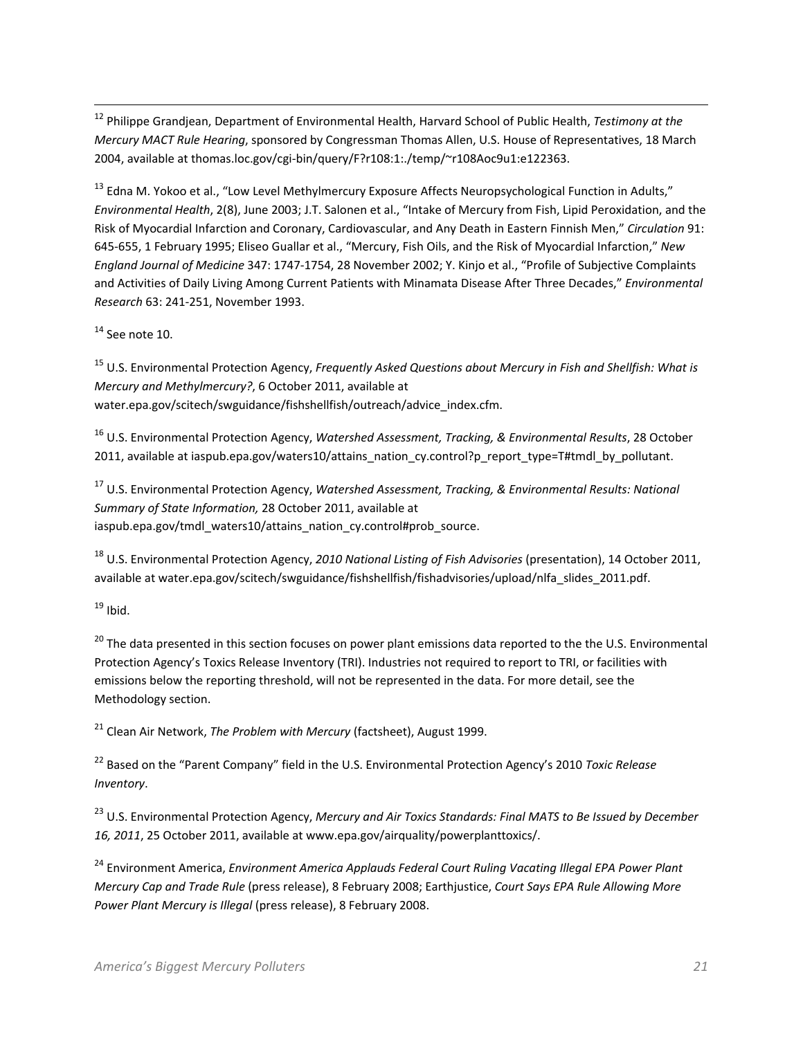[12] Philippe Grandjean, Department of Environmental Health, Harvard School of Public Health, *Testimony at the Mercury MACT Rule Hearing*, sponsored by Congressman Thomas Allen, U.S. House of Representatives, 18 March 2004, available at thomas.loc.gov/cgi-bin/query/F?r108:1:./temp/~r108Aoc9u1:e122363.

[13] Edna M. Yokoo et al., "Low Level Methylmercury Exposure Affects Neuropsychological Function in Adults," *Environmental Health*, 2(8), June 2003; J.T. Salonen et al., "Intake of Mercury from Fish, Lipid Peroxidation, and the Risk of Myocardial Infarction and Coronary, Cardiovascular, and Any Death in Eastern Finnish Men," *Circulation* 91: 645-655, 1 February 1995; Eliseo Guallar et al., "Mercury, Fish Oils, and the Risk of Myocardial Infarction," *New England Journal of Medicine* 347: 1747-1754, 28 November 2002; Y. Kinjo et al., "Profile of Subjective Complaints and Activities of Daily Living Among Current Patients with Minamata Disease After Three Decades," *Environmental Research* 63: 241-251, November 1993.

[14] See note 10.

[15] U.S. Environmental Protection Agency, *Frequently Asked Questions about Mercury in Fish and Shellfish: What is Mercury and Methylmercury?*, 6 October 2011, available at water.epa.gov/scitech/swguidance/fishshellfish/outreach/advice_index.cfm.

[16] U.S. Environmental Protection Agency, *Watershed Assessment, Tracking, & Environmental Results*, 28 October 2011, available at iaspub.epa.gov/waters10/attains_nation_cy.control?p_report_type=T#tmdl_by_pollutant.

[17] U.S. Environmental Protection Agency, *Watershed Assessment, Tracking, & Environmental Results: National Summary of State Information,* 28 October 2011, available at iaspub.epa.gov/tmdl_waters10/attains_nation_cy.control#prob_source.

[18] U.S. Environmental Protection Agency, *2010 National Listing of Fish Advisories* (presentation), 14 October 2011, available at water.epa.gov/scitech/swguidance/fishshellfish/fishadvisories/upload/nlfa_slides_2011.pdf.

[19] Ibid.

[20] The data presented in this section focuses on power plant emissions data reported to the the U.S. Environmental Protection Agency's Toxics Release Inventory (TRI). Industries not required to report to TRI, or facilities with emissions below the reporting threshold, will not be represented in the data. For more detail, see the Methodology section.

[21] Clean Air Network, *The Problem with Mercury* (factsheet), August 1999.

[22] Based on the "Parent Company" field in the U.S. Environmental Protection Agency's 2010 *Toxic Release Inventory*.

[23] U.S. Environmental Protection Agency, *Mercury and Air Toxics Standards: Final MATS to Be Issued by December 16, 2011*, 25 October 2011, available at www.epa.gov/airquality/powerplanttoxics/.

[24] Environment America, *Environment America Applauds Federal Court Ruling Vacating Illegal EPA Power Plant Mercury Cap and Trade Rule* (press release), 8 February 2008; Earthjustice, *Court Says EPA Rule Allowing More Power Plant Mercury is Illegal* (press release), 8 February 2008.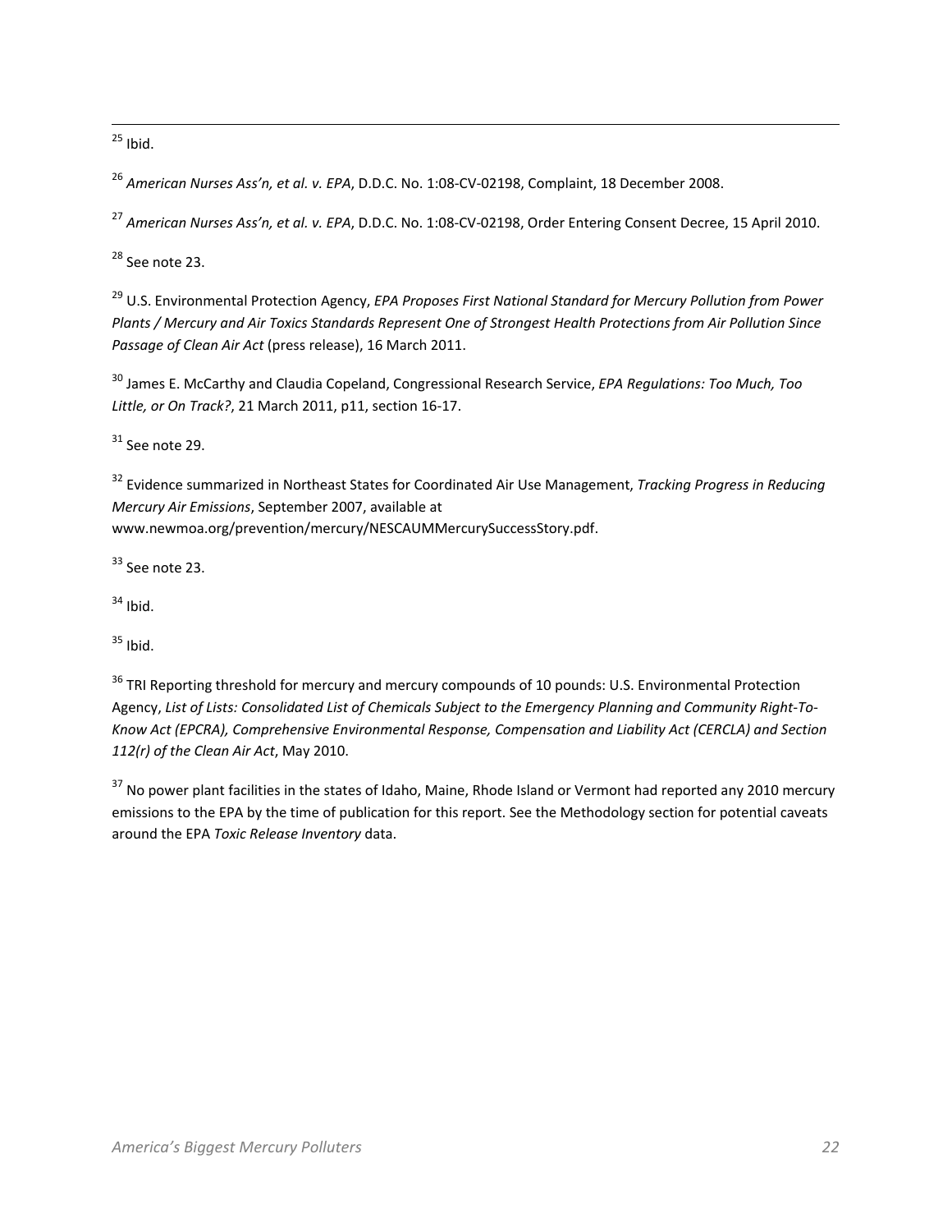[25] Ibid.

[26] *American Nurses Ass'n, et al. v. EPA*, D.D.C. No. 1:08-CV-02198, Complaint, 18 December 2008.

[27] *American Nurses Ass'n, et al. v. EPA*, D.D.C. No. 1:08-CV-02198, Order Entering Consent Decree, 15 April 2010.

[28] See note 23.

[29] U.S. Environmental Protection Agency, *EPA Proposes First National Standard for Mercury Pollution from Power Plants / Mercury and Air Toxics Standards Represent One of Strongest Health Protections from Air Pollution Since Passage of Clean Air Act* (press release), 16 March 2011.

[30] James E. McCarthy and Claudia Copeland, Congressional Research Service, *EPA Regulations: Too Much, Too Little, or On Track?*, 21 March 2011, p11, section 16-17.

[31] See note 29.

[32] Evidence summarized in Northeast States for Coordinated Air Use Management, *Tracking Progress in Reducing Mercury Air Emissions*, September 2007, available at www.newmoa.org/prevention/mercury/NESCAUMMercurySuccessStory.pdf.

[33] See note 23.

[34] Ibid.

[35] Ibid.

[36] TRI Reporting threshold for mercury and mercury compounds of 10 pounds: U.S. Environmental Protection Agency, *List of Lists: Consolidated List of Chemicals Subject to the Emergency Planning and Community Right-To-Know Act (EPCRA), Comprehensive Environmental Response, Compensation and Liability Act (CERCLA) and Section 112(r) of the Clean Air Act*, May 2010.

[37] No power plant facilities in the states of Idaho, Maine, Rhode Island or Vermont had reported any 2010 mercury emissions to the EPA by the time of publication for this report. See the Methodology section for potential caveats around the EPA *Toxic Release Inventory* data.